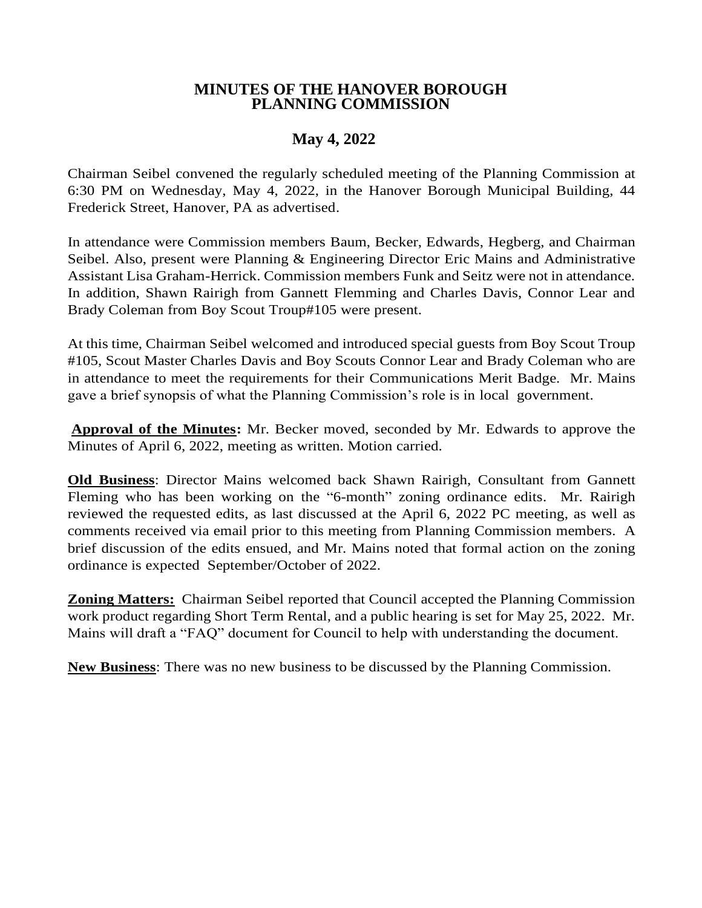# MINUTES OF THE HANOVER BOROUGH PLANNING COMMISSION

## May 4, 2022

Chairman Seibel convened the regularly scheduled meeting of the Planning Commission at 6:30 PM on Wednesday, May 4, 2022, in the Hanover Borough Municipal Building, 44 Frederick Street, Hanover, PA as advertised.

In attendance were Commission members Baum, Becker, Edwards, Hegberg, and Chairman Seibel. Also, present were Planning & Engineering Director Eric Mains and Administrative Assistant Lisa Graham-Herrick. Commission members Funk and Seitz were not in attendance. In addition, Shawn Rairigh from Gannett Flemming and Charles Davis, Connor Lear and Brady Coleman from Boy Scout Troup#105 were present.

At this time, Chairman Seibel welcomed and introduced special guests from Boy Scout Troup #105, Scout Master Charles Davis and Boy Scouts Connor Lear and Brady Coleman who are in attendance to meet the requirements for their Communications Merit Badge. Mr. Mains gave a brief synopsis of what the Planning Commission's role is in local government.

**Approval of the Minutes:** Mr. Becker moved, seconded by Mr. Edwards to approve the Minutes of April 6, 2022, meeting as written. Motion carried.

**Old Business**: Director Mains welcomed back Shawn Rairigh, Consultant from Gannett Fleming who has been working on the "6-month" zoning ordinance edits. Mr. Rairigh reviewed the requested edits, as last discussed at the April 6, 2022 PC meeting, as well as comments received via email prior to this meeting from Planning Commission members. A brief discussion of the edits ensued, and Mr. Mains noted that formal action on the zoning ordinance is expected September/October of 2022.

**Zoning Matters:** Chairman Seibel reported that Council accepted the Planning Commission work product regarding Short Term Rental, and a public hearing is set for May 25, 2022. Mr. Mains will draft a "FAQ" document for Council to help with understanding the document.

**New Business**: There was no new business to be discussed by the Planning Commission.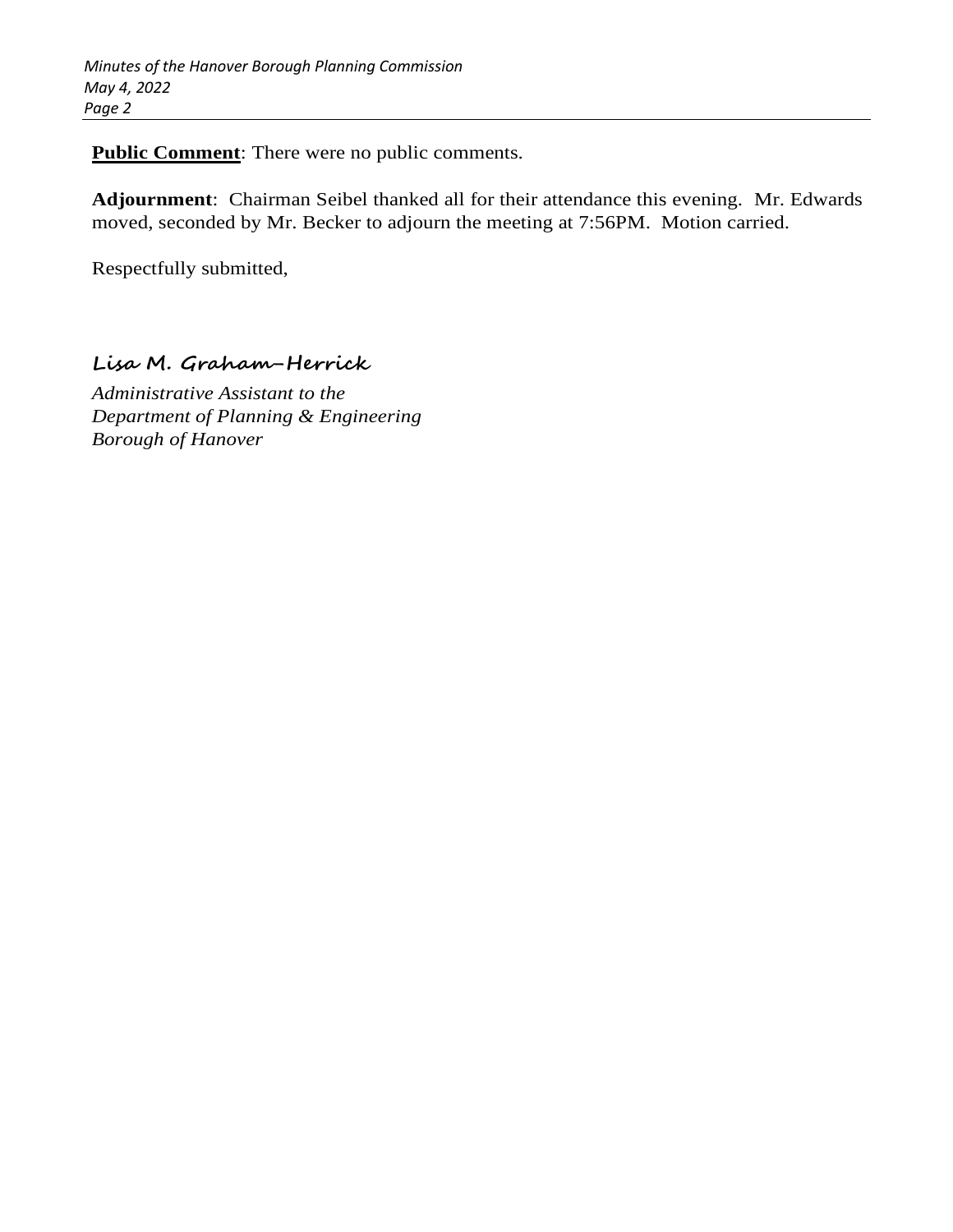**Public Comment**: There were no public comments.

**Adjournment**: Chairman Seibel thanked all for their attendance this evening. Mr. Edwards moved, seconded by Mr. Becker to adjourn the meeting at 7:56PM. Motion carried.

Respectfully submitted,

**Lisa M. Graham-Herrick**

*Administrative Assistant to the*
*Department of Planning & Engineering*
*Borough of Hanover*